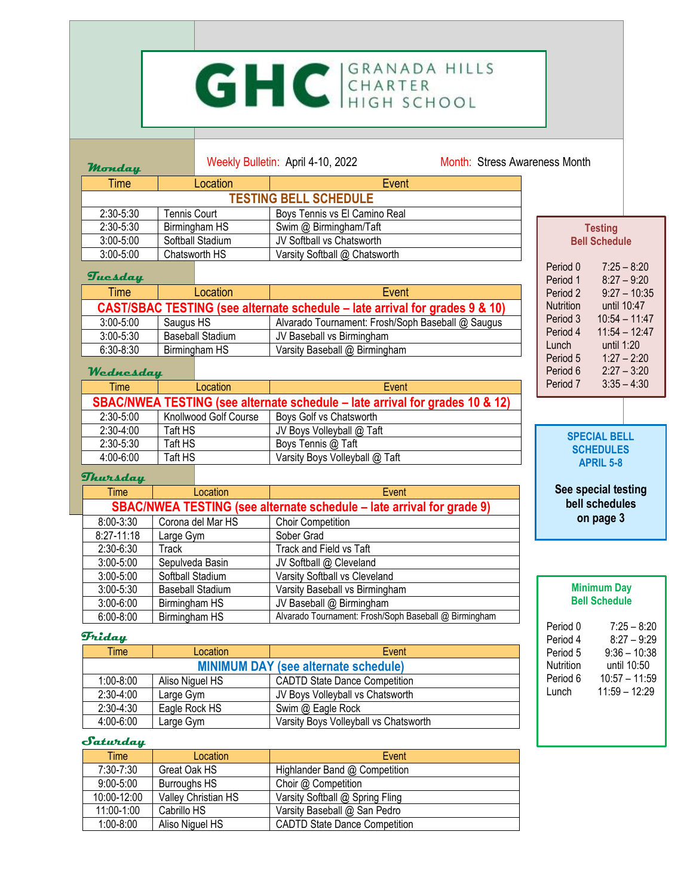# GHC GRANADA HILLS CHARTER HIGH SCHOOL

Weekly Bulletin: April 4-10, 2022 Month: Stress Awareness Month

## Monday

| Time | Location | Event |
|---|---|---|
| **TESTING BELL SCHEDULE** | | |
| 2:30-5:30 | Tennis Court | Boys Tennis vs El Camino Real |
| 2:30-5:30 | Birmingham HS | Swim @ Birmingham/Taft |
| 3:00-5:00 | Softball Stadium | JV Softball vs Chatsworth |
| 3:00-5:00 | Chatsworth HS | Varsity Softball @ Chatsworth |

## Tuesday

| Time | Location | Event |
|---|---|---|
| **CAST/SBAC TESTING (see alternate schedule – late arrival for grades 9 & 10)** | | |
| 3:00-5:00 | Saugus HS | Alvarado Tournament: Frosh/Soph Baseball @ Saugus |
| 3:00-5:30 | Baseball Stadium | JV Baseball vs Birmingham |
| 6:30-8:30 | Birmingham HS | Varsity Baseball @ Birmingham |

## Wednesday

| Time | Location | Event |
|---|---|---|
| **SBAC/NWEA TESTING (see alternate schedule – late arrival for grades 10 & 12)** | | |
| 2:30-5:00 | Knollwood Golf Course | Boys Golf vs Chatsworth |
| 2:30-4:00 | Taft HS | JV Boys Volleyball @ Taft |
| 2:30-5:30 | Taft HS | Boys Tennis @ Taft |
| 4:00-6:00 | Taft HS | Varsity Boys Volleyball @ Taft |

## Thursday

| Time | Location | Event |
|---|---|---|
| **SBAC/NWEA TESTING (see alternate schedule – late arrival for grade 9)** | | |
| 8:00-3:30 | Corona del Mar HS | Choir Competition |
| 8:27-11:18 | Large Gym | Sober Grad |
| 2:30-6:30 | Track | Track and Field vs Taft |
| 3:00-5:00 | Sepulveda Basin | JV Softball @ Cleveland |
| 3:00-5:00 | Softball Stadium | Varsity Softball vs Cleveland |
| 3:00-5:30 | Baseball Stadium | Varsity Baseball vs Birmingham |
| 3:00-6:00 | Birmingham HS | JV Baseball @ Birmingham |
| 6:00-8:00 | Birmingham HS | Alvarado Tournament: Frosh/Soph Baseball @ Birmingham |

## Friday

| Time | Location | Event |
|---|---|---|
| **MINIMUM DAY (see alternate schedule)** | | |
| 1:00-8:00 | Aliso Niguel HS | CADTD State Dance Competition |
| 2:30-4:00 | Large Gym | JV Boys Volleyball vs Chatsworth |
| 2:30-4:30 | Eagle Rock HS | Swim @ Eagle Rock |
| 4:00-6:00 | Large Gym | Varsity Boys Volleyball vs Chatsworth |

## Saturday

| Time | Location | Event |
|---|---|---|
| 7:30-7:30 | Great Oak HS | Highlander Band @ Competition |
| 9:00-5:00 | Burroughs HS | Choir @ Competition |
| 10:00-12:00 | Valley Christian HS | Varsity Softball @ Spring Fling |
| 11:00-1:00 | Cabrillo HS | Varsity Baseball @ San Pedro |
| 1:00-8:00 | Aliso Niguel HS | CADTD State Dance Competition |

### Testing Bell Schedule

| Period | Time |
|---|---|
| Period 0 | 7:25 – 8:20 |
| Period 1 | 8:27 – 9:20 |
| Period 2 | 9:27 – 10:35 |
| Nutrition | until 10:47 |
| Period 3 | 10:54 – 11:47 |
| Period 4 | 11:54 – 12:47 |
| Lunch | until 1:20 |
| Period 5 | 1:27 – 2:20 |
| Period 6 | 2:27 – 3:20 |
| Period 7 | 3:35 – 4:30 |

### SPECIAL BELL SCHEDULES APRIL 5-8

**See special testing bell schedules on page 3**

### Minimum Day Bell Schedule

| Period | Time |
|---|---|
| Period 0 | 7:25 – 8:20 |
| Period 4 | 8:27 – 9:29 |
| Period 5 | 9:36 – 10:38 |
| Nutrition | until 10:50 |
| Period 6 | 10:57 – 11:59 |
| Lunch | 11:59 – 12:29 |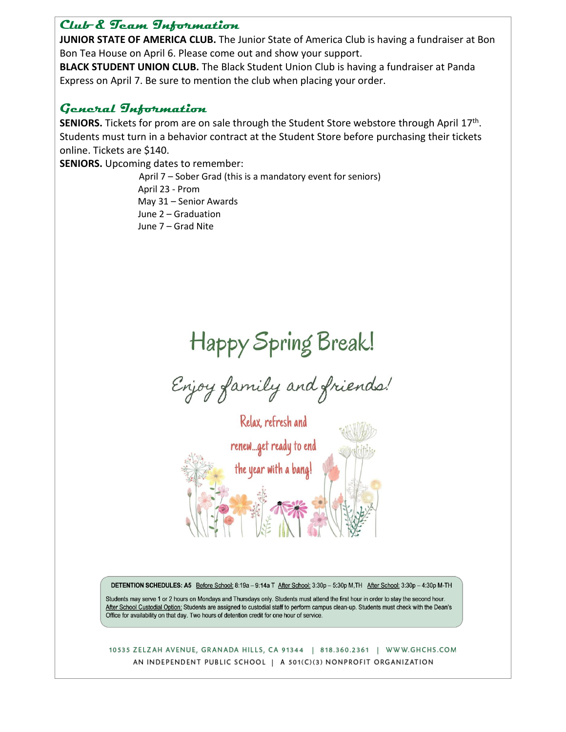## Club & Team Information

**JUNIOR STATE OF AMERICA CLUB.** The Junior State of America Club is having a fundraiser at Bon Bon Tea House on April 6. Please come out and show your support.

**BLACK STUDENT UNION CLUB.** The Black Student Union Club is having a fundraiser at Panda Express on April 7. Be sure to mention the club when placing your order.

## General Information

**SENIORS.** Tickets for prom are on sale through the Student Store webstore through April 17th. Students must turn in a behavior contract at the Student Store before purchasing their tickets online. Tickets are $140.

**SENIORS.** Upcoming dates to remember:

- April 7 – Sober Grad (this is a mandatory event for seniors)
- April 23 - Prom
- May 31 – Senior Awards
- June 2 – Graduation
- June 7 – Grad Nite

# Happy Spring Break!

*Enjoy family and friends!*

Relax, refresh and renew...get ready to end the year with a bang!

**DETENTION SCHEDULES: A5** Before School: 8:19a – 9:14a T After School: 3:30p – 5:30p M,TH After School: 3:30p – 4:30p M-TH

Students may serve 1 or 2 hours on Mondays and Thursdays only. Students must attend the first hour in order to stay the second hour. After School Custodial Option: Students are assigned to custodial staff to perform campus clean-up. Students must check with the Dean's Office for availability on that day. Two hours of detention credit for one hour of service.

10535 ZELZAH AVENUE, GRANADA HILLS, CA 91344 | 818.360.2361 | WWW.GHCHS.COM
AN INDEPENDENT PUBLIC SCHOOL | A 501(C)(3) NONPROFIT ORGANIZATION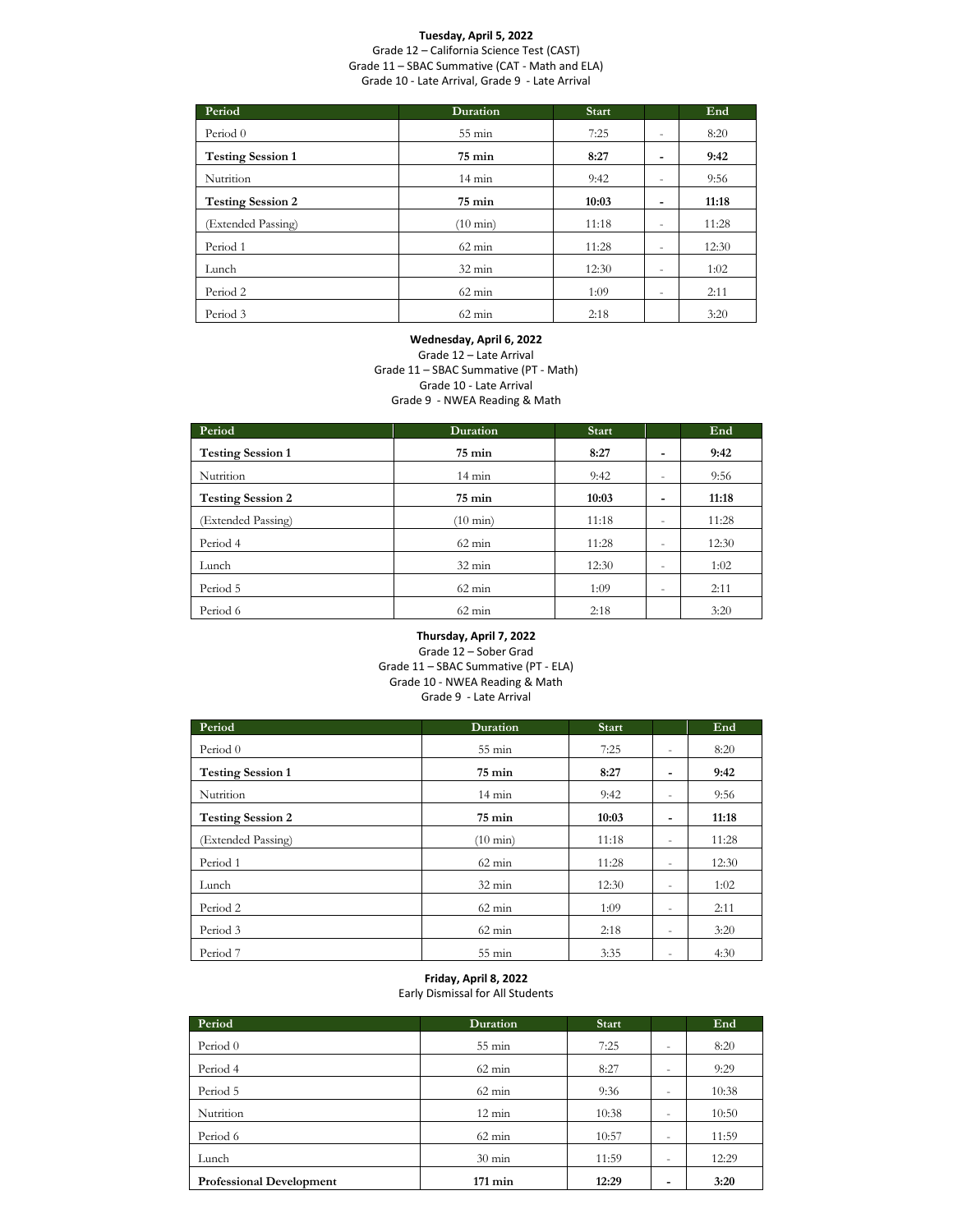**Tuesday, April 5, 2022**
Grade 12 – California Science Test (CAST)
Grade 11 – SBAC Summative (CAT - Math and ELA)
Grade 10 - Late Arrival, Grade 9 - Late Arrival

| Period | Duration | Start | | End |
|---|---|---|---|---|
| Period 0 | 55 min | 7:25 | - | 8:20 |
| **Testing Session 1** | **75 min** | **8:27** | **-** | **9:42** |
| Nutrition | 14 min | 9:42 | - | 9:56 |
| **Testing Session 2** | **75 min** | **10:03** | **-** | **11:18** |
| (Extended Passing) | (10 min) | 11:18 | - | 11:28 |
| Period 1 | 62 min | 11:28 | - | 12:30 |
| Lunch | 32 min | 12:30 | - | 1:02 |
| Period 2 | 62 min | 1:09 | - | 2:11 |
| Period 3 | 62 min | 2:18 | | 3:20 |

**Wednesday, April 6, 2022**
Grade 12 – Late Arrival
Grade 11 – SBAC Summative (PT - Math)
Grade 10 - Late Arrival
Grade 9 - NWEA Reading & Math

| Period | Duration | Start | | End |
|---|---|---|---|---|
| **Testing Session 1** | **75 min** | **8:27** | **-** | **9:42** |
| Nutrition | 14 min | 9:42 | - | 9:56 |
| **Testing Session 2** | **75 min** | **10:03** | **-** | **11:18** |
| (Extended Passing) | (10 min) | 11:18 | - | 11:28 |
| Period 4 | 62 min | 11:28 | - | 12:30 |
| Lunch | 32 min | 12:30 | - | 1:02 |
| Period 5 | 62 min | 1:09 | - | 2:11 |
| Period 6 | 62 min | 2:18 | | 3:20 |

**Thursday, April 7, 2022**
Grade 12 – Sober Grad
Grade 11 – SBAC Summative (PT - ELA)
Grade 10 - NWEA Reading & Math
Grade 9 - Late Arrival

| Period | Duration | Start | | End |
|---|---|---|---|---|
| Period 0 | 55 min | 7:25 | - | 8:20 |
| **Testing Session 1** | **75 min** | **8:27** | **-** | **9:42** |
| Nutrition | 14 min | 9:42 | - | 9:56 |
| **Testing Session 2** | **75 min** | **10:03** | **-** | **11:18** |
| (Extended Passing) | (10 min) | 11:18 | - | 11:28 |
| Period 1 | 62 min | 11:28 | - | 12:30 |
| Lunch | 32 min | 12:30 | - | 1:02 |
| Period 2 | 62 min | 1:09 | - | 2:11 |
| Period 3 | 62 min | 2:18 | - | 3:20 |
| Period 7 | 55 min | 3:35 | - | 4:30 |

**Friday, April 8, 2022**
Early Dismissal for All Students

| Period | Duration | Start | | End |
|---|---|---|---|---|
| Period 0 | 55 min | 7:25 | - | 8:20 |
| Period 4 | 62 min | 8:27 | - | 9:29 |
| Period 5 | 62 min | 9:36 | - | 10:38 |
| Nutrition | 12 min | 10:38 | - | 10:50 |
| Period 6 | 62 min | 10:57 | - | 11:59 |
| Lunch | 30 min | 11:59 | - | 12:29 |
| **Professional Development** | **171 min** | **12:29** | **-** | **3:20** |